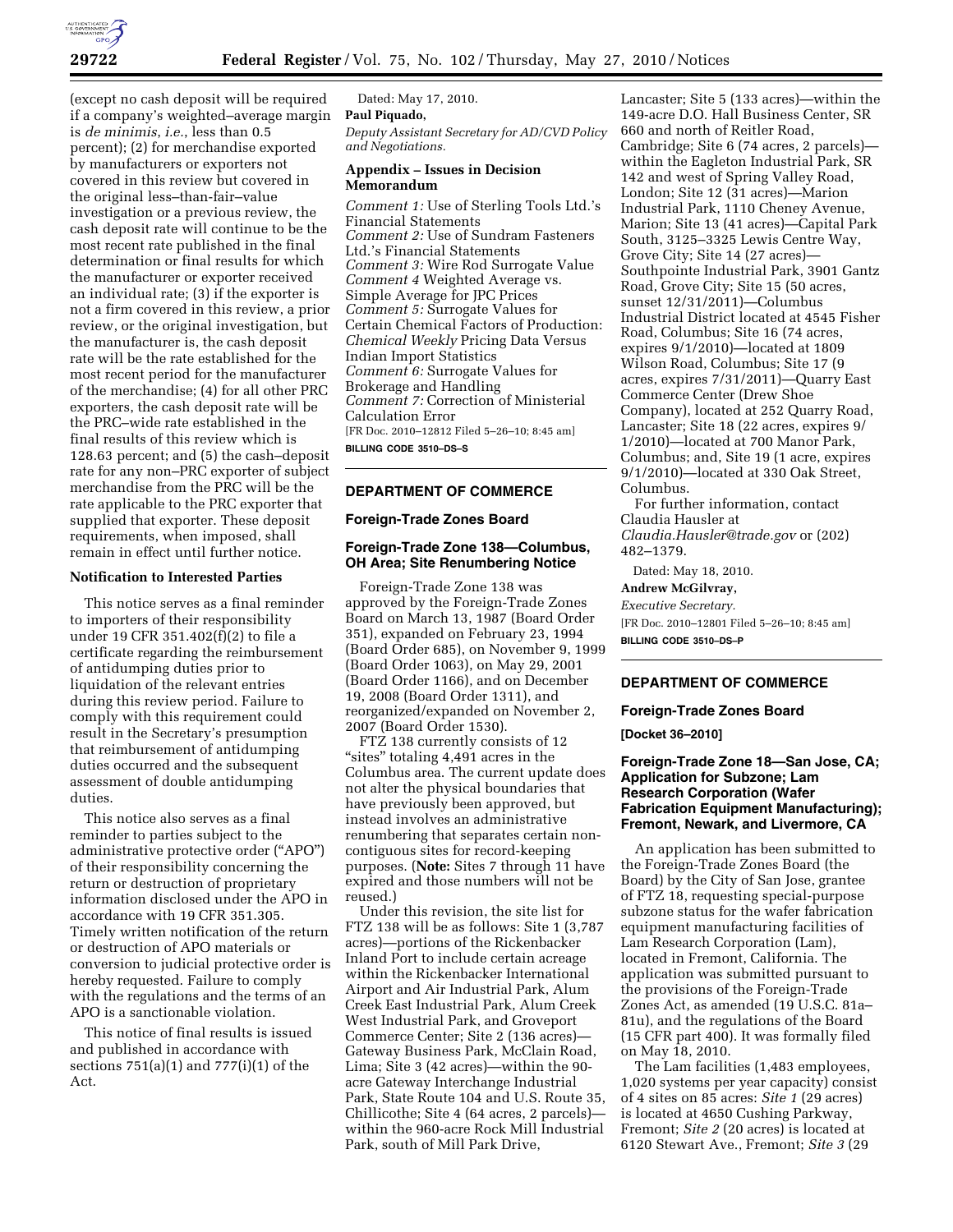(except no cash deposit will be required if a company's weighted–average margin is *de minimis*, *i.e.*, less than 0.5 percent); (2) for merchandise exported by manufacturers or exporters not covered in this review but covered in the original less–than–fair–value investigation or a previous review, the cash deposit rate will continue to be the most recent rate published in the final determination or final results for which the manufacturer or exporter received an individual rate; (3) if the exporter is not a firm covered in this review, a prior review, or the original investigation, but the manufacturer is, the cash deposit rate will be the rate established for the most recent period for the manufacturer of the merchandise; (4) for all other PRC exporters, the cash deposit rate will be the PRC–wide rate established in the final results of this review which is 128.63 percent; and (5) the cash–deposit rate for any non–PRC exporter of subject merchandise from the PRC will be the rate applicable to the PRC exporter that supplied that exporter. These deposit requirements, when imposed, shall remain in effect until further notice.

**Notification to Interested Parties**

This notice serves as a final reminder to importers of their responsibility under 19 CFR 351.402(f)(2) to file a certificate regarding the reimbursement of antidumping duties prior to liquidation of the relevant entries during this review period. Failure to comply with this requirement could result in the Secretary's presumption that reimbursement of antidumping duties occurred and the subsequent assessment of double antidumping duties.

This notice also serves as a final reminder to parties subject to the administrative protective order ("APO") of their responsibility concerning the return or destruction of proprietary information disclosed under the APO in accordance with 19 CFR 351.305. Timely written notification of the return or destruction of APO materials or conversion to judicial protective order is hereby requested. Failure to comply with the regulations and the terms of an APO is a sanctionable violation.

This notice of final results is issued and published in accordance with sections 751(a)(1) and 777(i)(1) of the Act.

Dated: May 17, 2010.

**Paul Piquado,**

*Deputy Assistant Secretary for AD/CVD Policy and Negotiations.*

**Appendix – Issues in Decision Memorandum**

*Comment 1:* Use of Sterling Tools Ltd.'s Financial Statements
*Comment 2:* Use of Sundram Fasteners Ltd.'s Financial Statements
*Comment 3:* Wire Rod Surrogate Value
*Comment 4* Weighted Average vs. Simple Average for JPC Prices
*Comment 5:* Surrogate Values for Certain Chemical Factors of Production: *Chemical Weekly* Pricing Data Versus Indian Import Statistics
*Comment 6:* Surrogate Values for Brokerage and Handling
*Comment 7:* Correction of Ministerial Calculation Error

[FR Doc. 2010–12812 Filed 5–26–10; 8:45 am]

**BILLING CODE 3510–DS–S**

## DEPARTMENT OF COMMERCE

### Foreign-Trade Zones Board

### Foreign-Trade Zone 138—Columbus, OH Area; Site Renumbering Notice

Foreign-Trade Zone 138 was approved by the Foreign-Trade Zones Board on March 13, 1987 (Board Order 351), expanded on February 23, 1994 (Board Order 685), on November 9, 1999 (Board Order 1063), on May 29, 2001 (Board Order 1166), and on December 19, 2008 (Board Order 1311), and reorganized/expanded on November 2, 2007 (Board Order 1530).

FTZ 138 currently consists of 12 "sites" totaling 4,491 acres in the Columbus area. The current update does not alter the physical boundaries that have previously been approved, but instead involves an administrative renumbering that separates certain non-contiguous sites for record-keeping purposes. (**Note:** Sites 7 through 11 have expired and those numbers will not be reused.)

Under this revision, the site list for FTZ 138 will be as follows: Site 1 (3,787 acres)—portions of the Rickenbacker Inland Port to include certain acreage within the Rickenbacker International Airport and Air Industrial Park, Alum Creek East Industrial Park, Alum Creek West Industrial Park, and Groveport Commerce Center; Site 2 (136 acres)—Gateway Business Park, McClain Road, Lima; Site 3 (42 acres)—within the 90-acre Gateway Interchange Industrial Park, State Route 104 and U.S. Route 35, Chillicothe; Site 4 (64 acres, 2 parcels)—within the 960-acre Rock Mill Industrial Park, south of Mill Park Drive, Lancaster; Site 5 (133 acres)—within the 149-acre D.O. Hall Business Center, SR 660 and north of Reitler Road, Cambridge; Site 6 (74 acres, 2 parcels)—within the Eagleton Industrial Park, SR 142 and west of Spring Valley Road, London; Site 12 (31 acres)—Marion Industrial Park, 1110 Cheney Avenue, Marion; Site 13 (41 acres)—Capital Park South, 3125–3325 Lewis Centre Way, Grove City; Site 14 (27 acres)—Southpointe Industrial Park, 3901 Gantz Road, Grove City; Site 15 (50 acres, sunset 12/31/2011)—Columbus Industrial District located at 4545 Fisher Road, Columbus; Site 16 (74 acres, expires 9/1/2010)—located at 1809 Wilson Road, Columbus; Site 17 (9 acres, expires 7/31/2011)—Quarry East Commerce Center (Drew Shoe Company), located at 252 Quarry Road, Lancaster; Site 18 (22 acres, expires 9/1/2010)—located at 700 Manor Park, Columbus; and, Site 19 (1 acre, expires 9/1/2010)—located at 330 Oak Street, Columbus.

For further information, contact Claudia Hausler at *Claudia.Hausler@trade.gov* or (202) 482–1379.

Dated: May 18, 2010.

**Andrew McGilvray,**

*Executive Secretary.*

[FR Doc. 2010–12801 Filed 5–26–10; 8:45 am]

**BILLING CODE 3510–DS–P**

## DEPARTMENT OF COMMERCE

### Foreign-Trade Zones Board

**[Docket 36–2010]**

### Foreign-Trade Zone 18—San Jose, CA; Application for Subzone; Lam Research Corporation (Wafer Fabrication Equipment Manufacturing); Fremont, Newark, and Livermore, CA

An application has been submitted to the Foreign-Trade Zones Board (the Board) by the City of San Jose, grantee of FTZ 18, requesting special-purpose subzone status for the wafer fabrication equipment manufacturing facilities of Lam Research Corporation (Lam), located in Fremont, California. The application was submitted pursuant to the provisions of the Foreign-Trade Zones Act, as amended (19 U.S.C. 81a–81u), and the regulations of the Board (15 CFR part 400). It was formally filed on May 18, 2010.

The Lam facilities (1,483 employees, 1,020 systems per year capacity) consist of 4 sites on 85 acres: *Site 1* (29 acres) is located at 4650 Cushing Parkway, Fremont; *Site 2* (20 acres) is located at 6120 Stewart Ave., Fremont; *Site 3* (29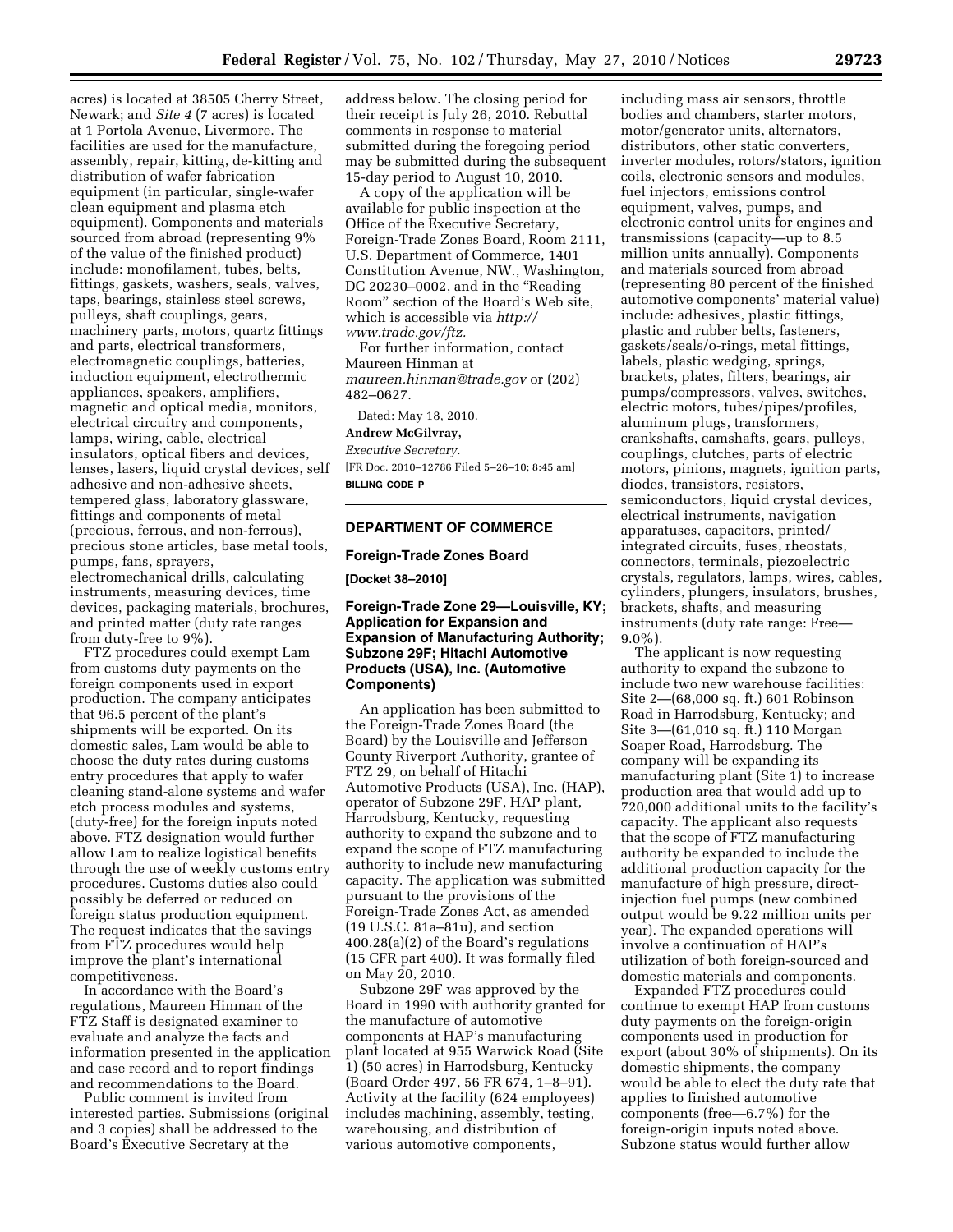acres) is located at 38505 Cherry Street, Newark; and *Site 4* (7 acres) is located at 1 Portola Avenue, Livermore. The facilities are used for the manufacture, assembly, repair, kitting, de-kitting and distribution of wafer fabrication equipment (in particular, single-wafer clean equipment and plasma etch equipment). Components and materials sourced from abroad (representing 9% of the value of the finished product) include: monofilament, tubes, belts, fittings, gaskets, washers, seals, valves, taps, bearings, stainless steel screws, pulleys, shaft couplings, gears, machinery parts, motors, quartz fittings and parts, electrical transformers, electromagnetic couplings, batteries, induction equipment, electrothermic appliances, speakers, amplifiers, magnetic and optical media, monitors, electrical circuitry and components, lamps, wiring, cable, electrical insulators, optical fibers and devices, lenses, lasers, liquid crystal devices, self adhesive and non-adhesive sheets, tempered glass, laboratory glassware, fittings and components of metal (precious, ferrous, and non-ferrous), precious stone articles, base metal tools, pumps, fans, sprayers, electromechanical drills, calculating instruments, measuring devices, time devices, packaging materials, brochures, and printed matter (duty rate ranges from duty-free to 9%).

FTZ procedures could exempt Lam from customs duty payments on the foreign components used in export production. The company anticipates that 96.5 percent of the plant's shipments will be exported. On its domestic sales, Lam would be able to choose the duty rates during customs entry procedures that apply to wafer cleaning stand-alone systems and wafer etch process modules and systems, (duty-free) for the foreign inputs noted above. FTZ designation would further allow Lam to realize logistical benefits through the use of weekly customs entry procedures. Customs duties also could possibly be deferred or reduced on foreign status production equipment. The request indicates that the savings from FTZ procedures would help improve the plant's international competitiveness.

In accordance with the Board's regulations, Maureen Hinman of the FTZ Staff is designated examiner to evaluate and analyze the facts and information presented in the application and case record and to report findings and recommendations to the Board.

Public comment is invited from interested parties. Submissions (original and 3 copies) shall be addressed to the Board's Executive Secretary at the address below. The closing period for their receipt is July 26, 2010. Rebuttal comments in response to material submitted during the foregoing period may be submitted during the subsequent 15-day period to August 10, 2010.

A copy of the application will be available for public inspection at the Office of the Executive Secretary, Foreign-Trade Zones Board, Room 2111, U.S. Department of Commerce, 1401 Constitution Avenue, NW., Washington, DC 20230–0002, and in the "Reading Room" section of the Board's Web site, which is accessible via *http://www.trade.gov/ftz.*

For further information, contact Maureen Hinman at *maureen.hinman@trade.gov* or (202) 482–0627.

Dated: May 18, 2010.

**Andrew McGilvray,**

*Executive Secretary.*

[FR Doc. 2010–12786 Filed 5–26–10; 8:45 am]

**BILLING CODE P**

## DEPARTMENT OF COMMERCE

### Foreign-Trade Zones Board

**[Docket 38–2010]**

### Foreign-Trade Zone 29—Louisville, KY; Application for Expansion and Expansion of Manufacturing Authority; Subzone 29F; Hitachi Automotive Products (USA), Inc. (Automotive Components)

An application has been submitted to the Foreign-Trade Zones Board (the Board) by the Louisville and Jefferson County Riverport Authority, grantee of FTZ 29, on behalf of Hitachi Automotive Products (USA), Inc. (HAP), operator of Subzone 29F, HAP plant, Harrodsburg, Kentucky, requesting authority to expand the subzone and to expand the scope of FTZ manufacturing authority to include new manufacturing capacity. The application was submitted pursuant to the provisions of the Foreign-Trade Zones Act, as amended (19 U.S.C. 81a–81u), and section 400.28(a)(2) of the Board's regulations (15 CFR part 400). It was formally filed on May 20, 2010.

Subzone 29F was approved by the Board in 1990 with authority granted for the manufacture of automotive components at HAP's manufacturing plant located at 955 Warwick Road (Site 1) (50 acres) in Harrodsburg, Kentucky (Board Order 497, 56 FR 674, 1–8–91). Activity at the facility (624 employees) includes machining, assembly, testing, warehousing, and distribution of various automotive components, including mass air sensors, throttle bodies and chambers, starter motors, motor/generator units, alternators, distributors, other static converters, inverter modules, rotors/stators, ignition coils, electronic sensors and modules, fuel injectors, emissions control equipment, valves, pumps, and electronic control units for engines and transmissions (capacity—up to 8.5 million units annually). Components and materials sourced from abroad (representing 80 percent of the finished automotive components' material value) include: adhesives, plastic fittings, plastic and rubber belts, fasteners, gaskets/seals/o-rings, metal fittings, labels, plastic wedging, springs, brackets, plates, filters, bearings, air pumps/compressors, valves, switches, electric motors, tubes/pipes/profiles, aluminum plugs, transformers, crankshafts, camshafts, gears, pulleys, couplings, clutches, parts of electric motors, pinions, magnets, ignition parts, diodes, transistors, resistors, semiconductors, liquid crystal devices, electrical instruments, navigation apparatuses, capacitors, printed/integrated circuits, fuses, rheostats, connectors, terminals, piezoelectric crystals, regulators, lamps, wires, cables, cylinders, plungers, insulators, brushes, brackets, shafts, and measuring instruments (duty rate range: Free—9.0%).

The applicant is now requesting authority to expand the subzone to include two new warehouse facilities: Site 2—(68,000 sq. ft.) 601 Robinson Road in Harrodsburg, Kentucky; and Site 3—(61,010 sq. ft.) 110 Morgan Soaper Road, Harrodsburg. The company will be expanding its manufacturing plant (Site 1) to increase production area that would add up to 720,000 additional units to the facility's capacity. The applicant also requests that the scope of FTZ manufacturing authority be expanded to include the additional production capacity for the manufacture of high pressure, direct-injection fuel pumps (new combined output would be 9.22 million units per year). The expanded operations will involve a continuation of HAP's utilization of both foreign-sourced and domestic materials and components.

Expanded FTZ procedures could continue to exempt HAP from customs duty payments on the foreign-origin components used in production for export (about 30% of shipments). On its domestic shipments, the company would be able to elect the duty rate that applies to finished automotive components (free—6.7%) for the foreign-origin inputs noted above. Subzone status would further allow